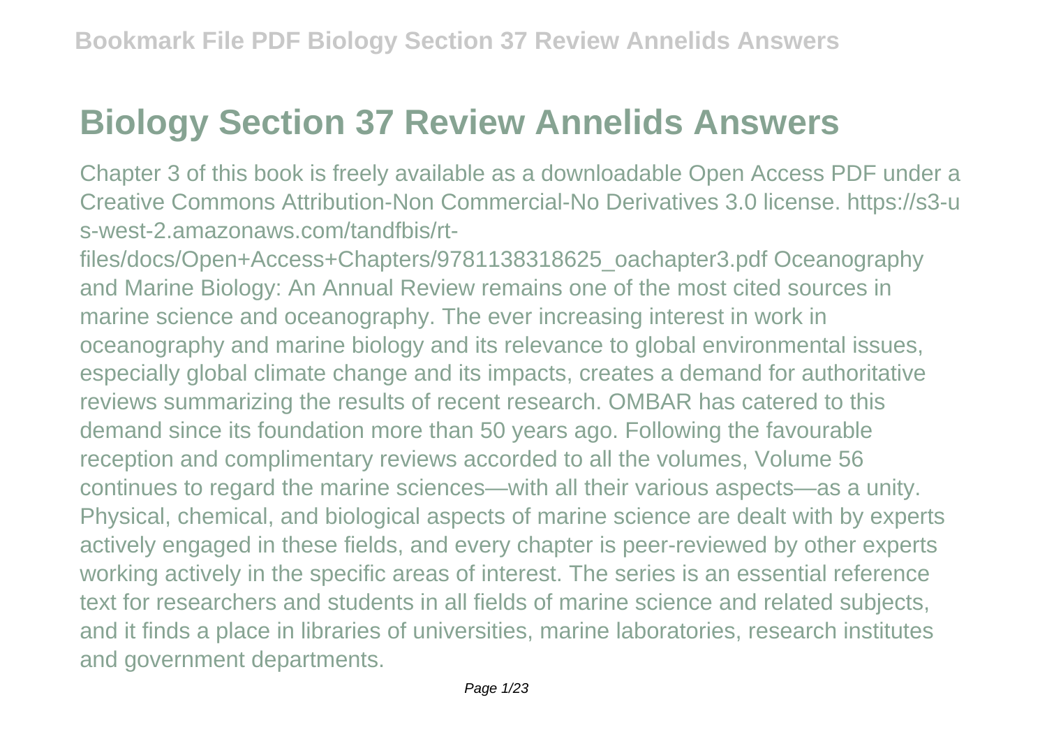# Biology Section 37 Review Annelids Answers

Chapter 3 of this book is freely available as a downloadable Open Access PDF under a Creative Commons Attribution-Non Commercial-No Derivatives 3.0 license. https://s3-us-west-2.amazonaws.com/tandfbis/rt-files/docs/Open+Access+Chapters/9781138318625_oachapter3.pdf Oceanography and Marine Biology: An Annual Review remains one of the most cited sources in marine science and oceanography. The ever increasing interest in work in oceanography and marine biology and its relevance to global environmental issues, especially global climate change and its impacts, creates a demand for authoritative reviews summarizing the results of recent research. OMBAR has catered to this demand since its foundation more than 50 years ago. Following the favourable reception and complimentary reviews accorded to all the volumes, Volume 56 continues to regard the marine sciences—with all their various aspects—as a unity. Physical, chemical, and biological aspects of marine science are dealt with by experts actively engaged in these fields, and every chapter is peer-reviewed by other experts working actively in the specific areas of interest. The series is an essential reference text for researchers and students in all fields of marine science and related subjects, and it finds a place in libraries of universities, marine laboratories, research institutes and government departments.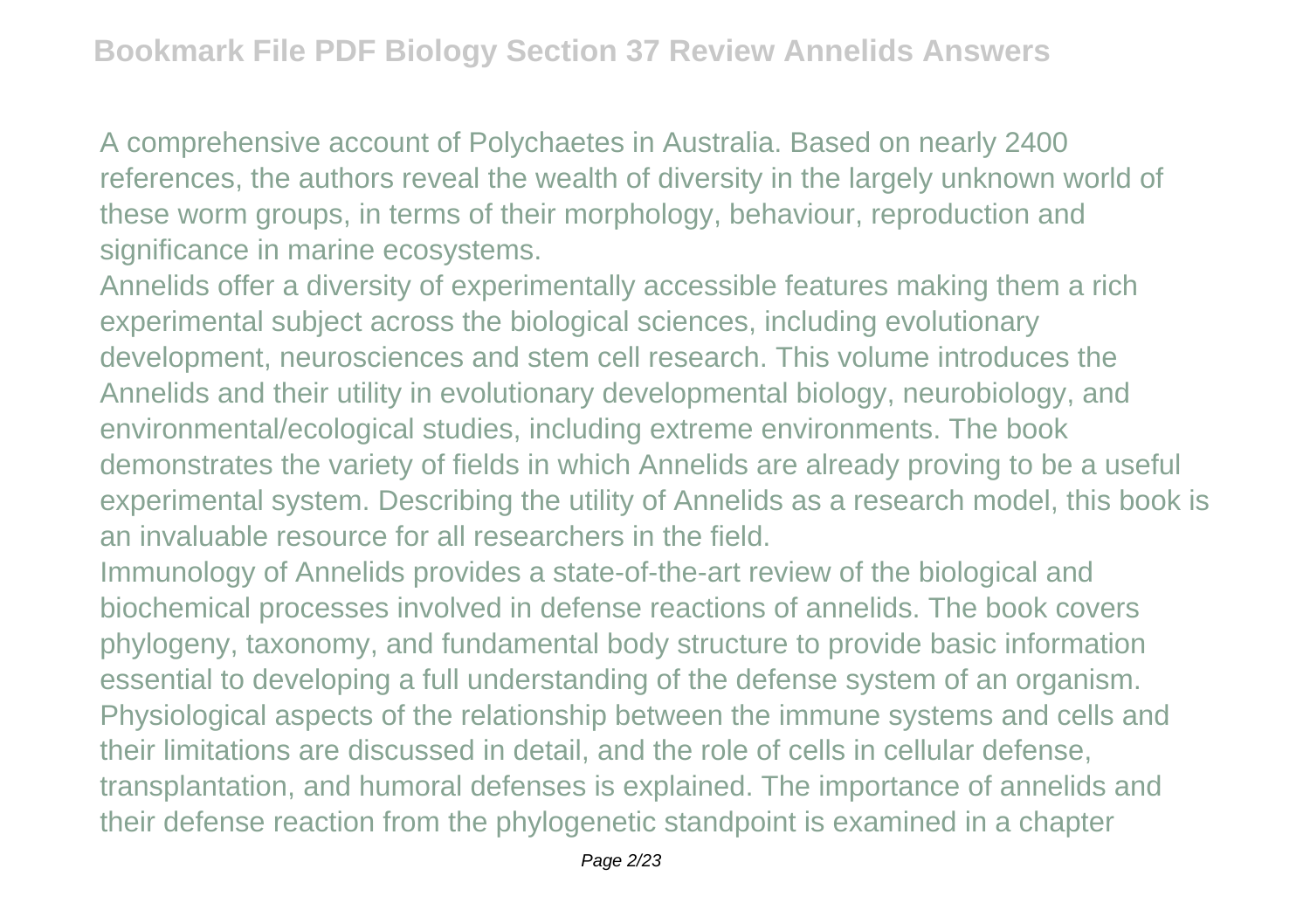A comprehensive account of Polychaetes in Australia. Based on nearly 2400 references, the authors reveal the wealth of diversity in the largely unknown world of these worm groups, in terms of their morphology, behaviour, reproduction and significance in marine ecosystems.

Annelids offer a diversity of experimentally accessible features making them a rich experimental subject across the biological sciences, including evolutionary development, neurosciences and stem cell research. This volume introduces the Annelids and their utility in evolutionary developmental biology, neurobiology, and environmental/ecological studies, including extreme environments. The book demonstrates the variety of fields in which Annelids are already proving to be a useful experimental system. Describing the utility of Annelids as a research model, this book is an invaluable resource for all researchers in the field.

Immunology of Annelids provides a state-of-the-art review of the biological and biochemical processes involved in defense reactions of annelids. The book covers phylogeny, taxonomy, and fundamental body structure to provide basic information essential to developing a full understanding of the defense system of an organism. Physiological aspects of the relationship between the immune systems and cells and their limitations are discussed in detail, and the role of cells in cellular defense, transplantation, and humoral defenses is explained. The importance of annelids and their defense reaction from the phylogenetic standpoint is examined in a chapter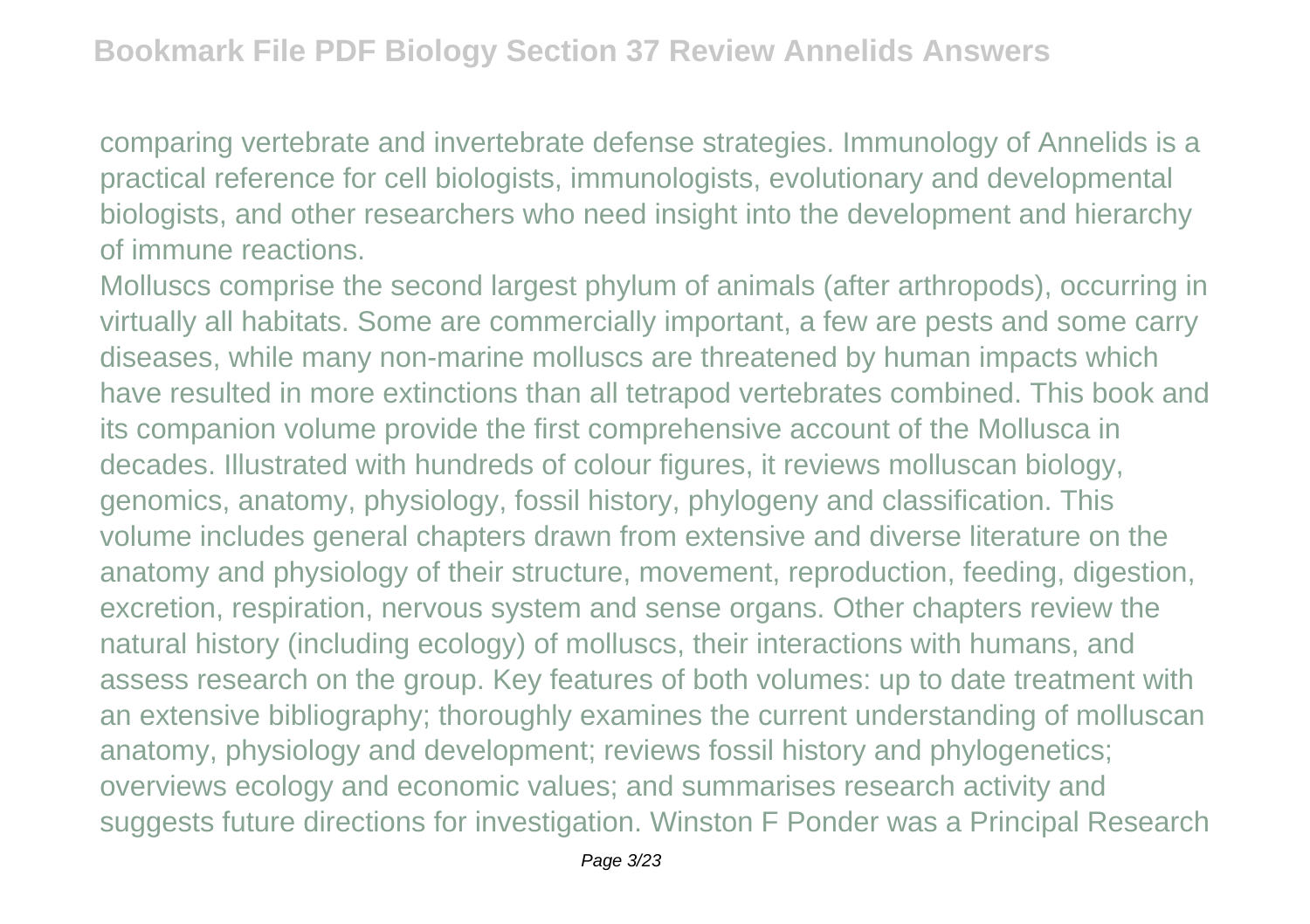comparing vertebrate and invertebrate defense strategies. Immunology of Annelids is a practical reference for cell biologists, immunologists, evolutionary and developmental biologists, and other researchers who need insight into the development and hierarchy of immune reactions.

Molluscs comprise the second largest phylum of animals (after arthropods), occurring in virtually all habitats. Some are commercially important, a few are pests and some carry diseases, while many non-marine molluscs are threatened by human impacts which have resulted in more extinctions than all tetrapod vertebrates combined. This book and its companion volume provide the first comprehensive account of the Mollusca in decades. Illustrated with hundreds of colour figures, it reviews molluscan biology, genomics, anatomy, physiology, fossil history, phylogeny and classification. This volume includes general chapters drawn from extensive and diverse literature on the anatomy and physiology of their structure, movement, reproduction, feeding, digestion, excretion, respiration, nervous system and sense organs. Other chapters review the natural history (including ecology) of molluscs, their interactions with humans, and assess research on the group. Key features of both volumes: up to date treatment with an extensive bibliography; thoroughly examines the current understanding of molluscan anatomy, physiology and development; reviews fossil history and phylogenetics; overviews ecology and economic values; and summarises research activity and suggests future directions for investigation. Winston F Ponder was a Principal Research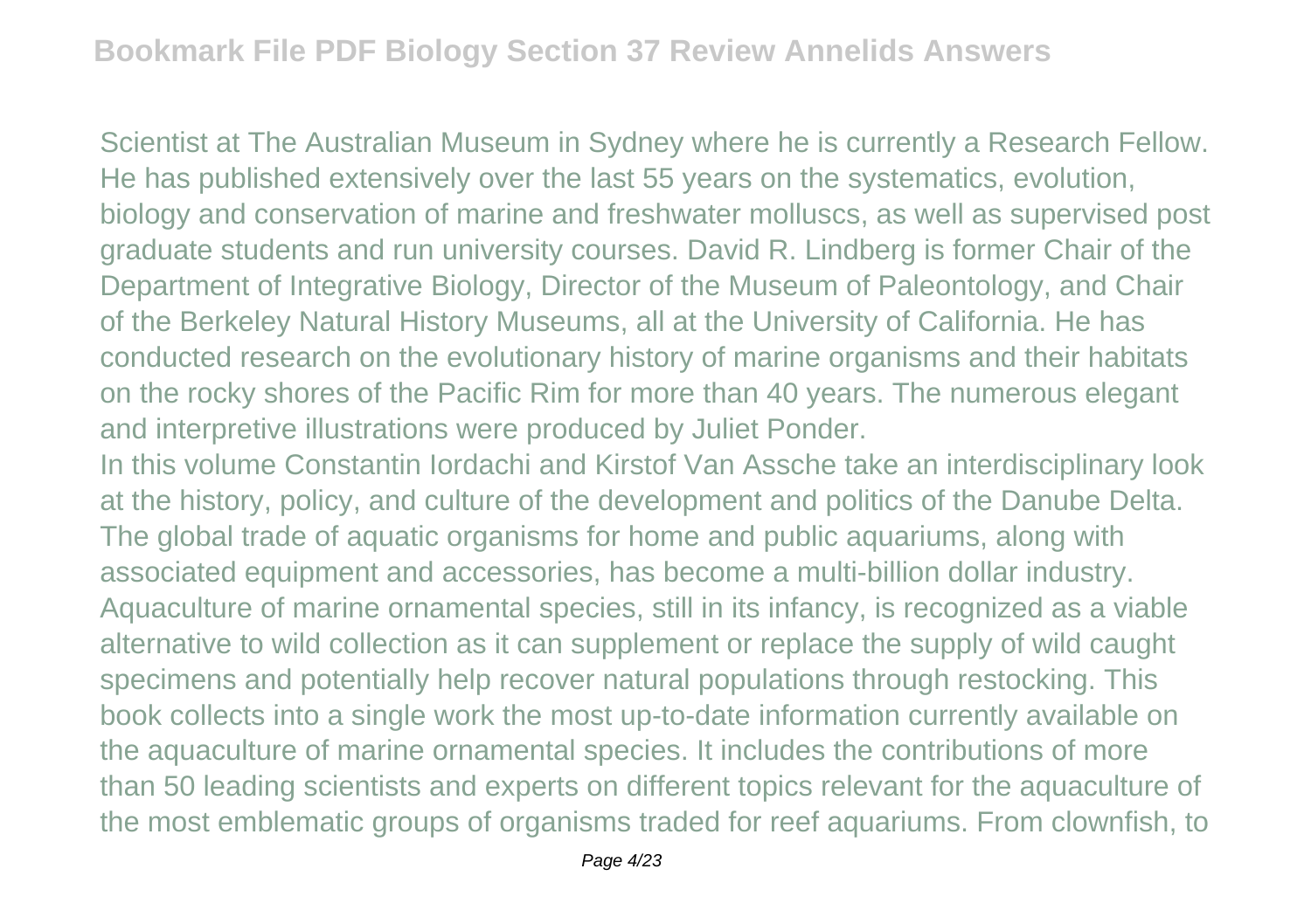Scientist at The Australian Museum in Sydney where he is currently a Research Fellow. He has published extensively over the last 55 years on the systematics, evolution, biology and conservation of marine and freshwater molluscs, as well as supervised post graduate students and run university courses. David R. Lindberg is former Chair of the Department of Integrative Biology, Director of the Museum of Paleontology, and Chair of the Berkeley Natural History Museums, all at the University of California. He has conducted research on the evolutionary history of marine organisms and their habitats on the rocky shores of the Pacific Rim for more than 40 years. The numerous elegant and interpretive illustrations were produced by Juliet Ponder.

In this volume Constantin Iordachi and Kirstof Van Assche take an interdisciplinary look at the history, policy, and culture of the development and politics of the Danube Delta.

The global trade of aquatic organisms for home and public aquariums, along with associated equipment and accessories, has become a multi-billion dollar industry. Aquaculture of marine ornamental species, still in its infancy, is recognized as a viable alternative to wild collection as it can supplement or replace the supply of wild caught specimens and potentially help recover natural populations through restocking. This book collects into a single work the most up-to-date information currently available on the aquaculture of marine ornamental species. It includes the contributions of more than 50 leading scientists and experts on different topics relevant for the aquaculture of the most emblematic groups of organisms traded for reef aquariums. From clownfish, to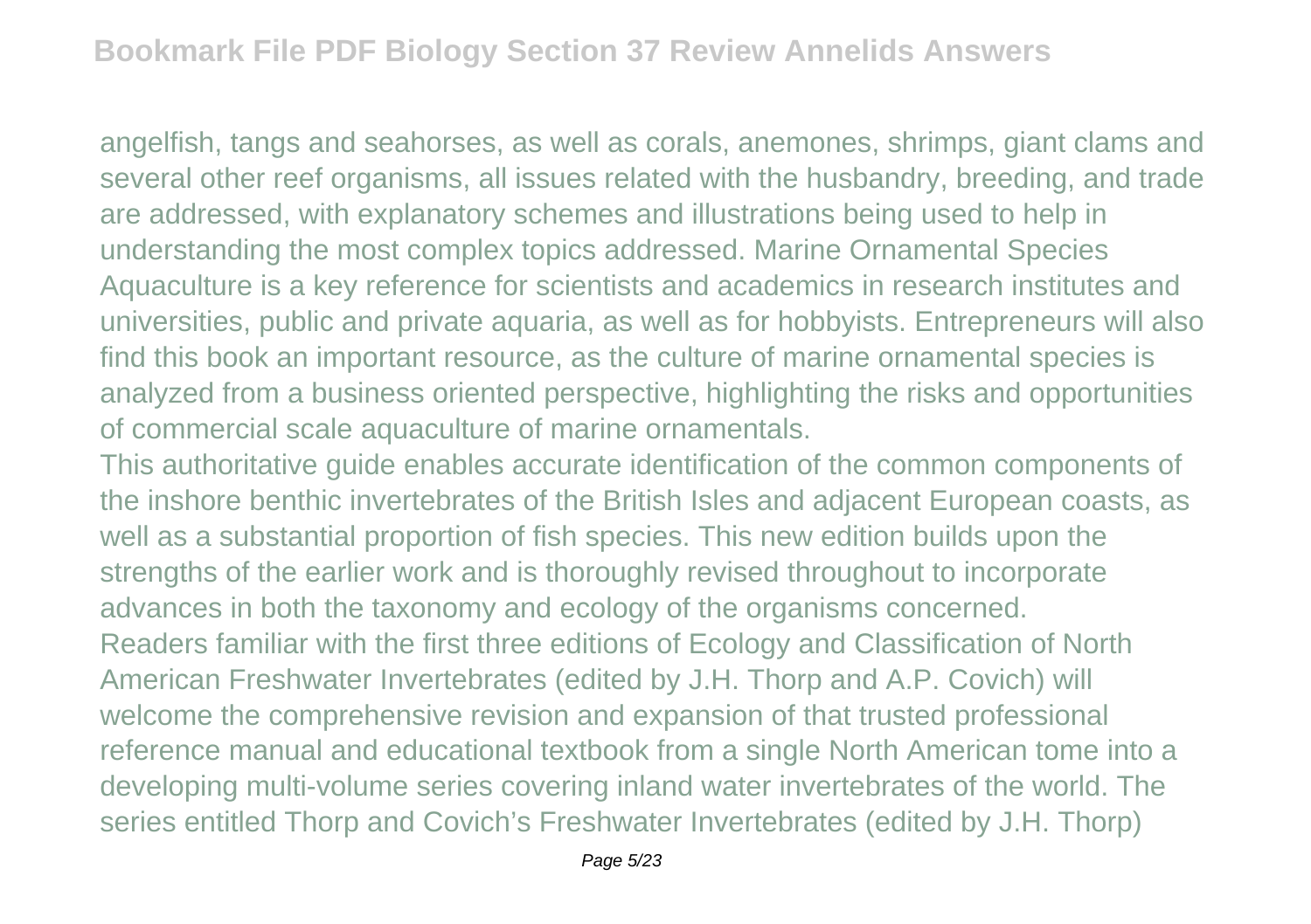angelfish, tangs and seahorses, as well as corals, anemones, shrimps, giant clams and several other reef organisms, all issues related with the husbandry, breeding, and trade are addressed, with explanatory schemes and illustrations being used to help in understanding the most complex topics addressed. Marine Ornamental Species Aquaculture is a key reference for scientists and academics in research institutes and universities, public and private aquaria, as well as for hobbyists. Entrepreneurs will also find this book an important resource, as the culture of marine ornamental species is analyzed from a business oriented perspective, highlighting the risks and opportunities of commercial scale aquaculture of marine ornamentals.

This authoritative guide enables accurate identification of the common components of the inshore benthic invertebrates of the British Isles and adjacent European coasts, as well as a substantial proportion of fish species. This new edition builds upon the strengths of the earlier work and is thoroughly revised throughout to incorporate advances in both the taxonomy and ecology of the organisms concerned.

Readers familiar with the first three editions of Ecology and Classification of North American Freshwater Invertebrates (edited by J.H. Thorp and A.P. Covich) will welcome the comprehensive revision and expansion of that trusted professional reference manual and educational textbook from a single North American tome into a developing multi-volume series covering inland water invertebrates of the world. The series entitled Thorp and Covich's Freshwater Invertebrates (edited by J.H. Thorp)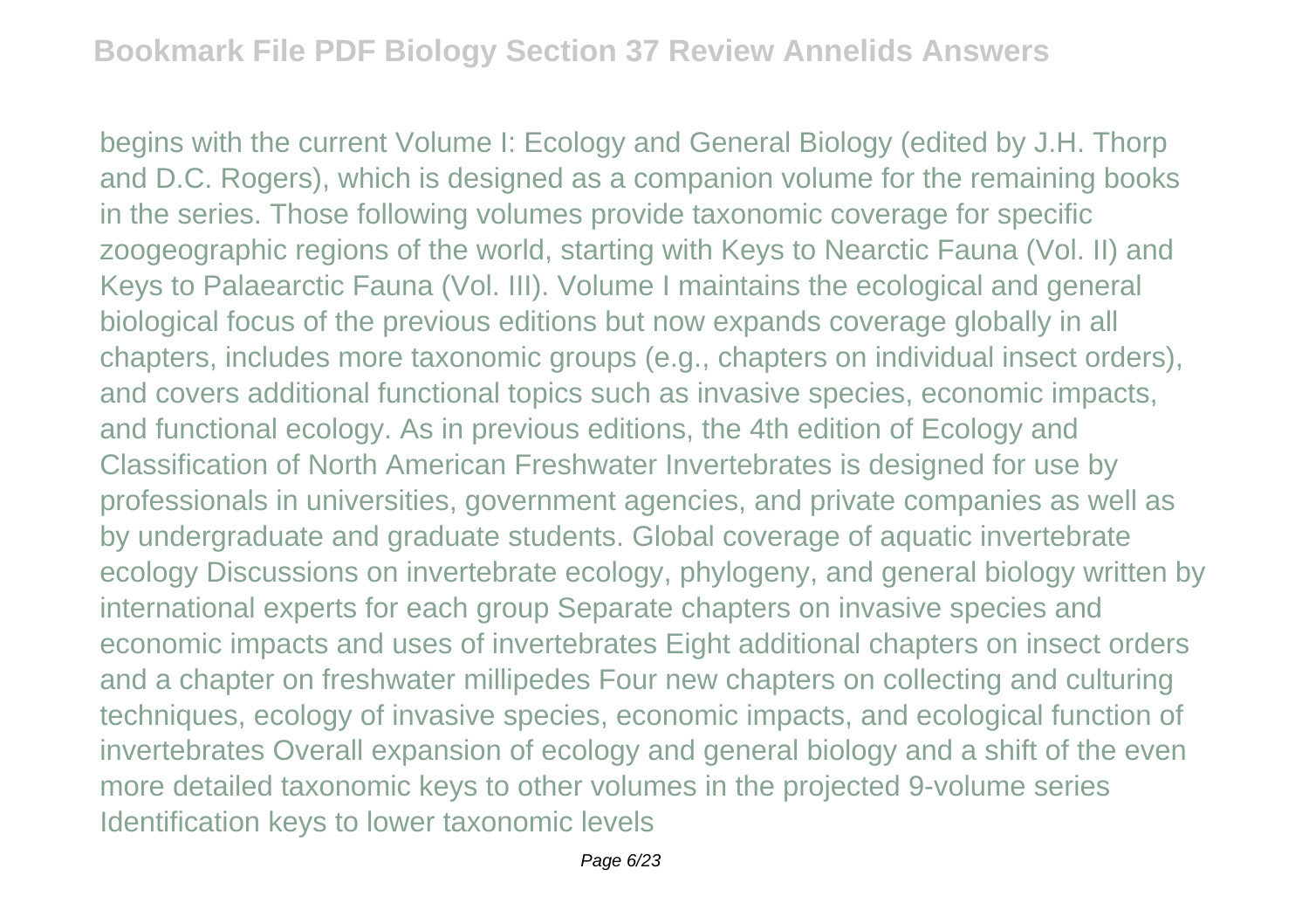begins with the current Volume I: Ecology and General Biology (edited by J.H. Thorp and D.C. Rogers), which is designed as a companion volume for the remaining books in the series. Those following volumes provide taxonomic coverage for specific zoogeographic regions of the world, starting with Keys to Nearctic Fauna (Vol. II) and Keys to Palaearctic Fauna (Vol. III). Volume I maintains the ecological and general biological focus of the previous editions but now expands coverage globally in all chapters, includes more taxonomic groups (e.g., chapters on individual insect orders), and covers additional functional topics such as invasive species, economic impacts, and functional ecology. As in previous editions, the 4th edition of Ecology and Classification of North American Freshwater Invertebrates is designed for use by professionals in universities, government agencies, and private companies as well as by undergraduate and graduate students. Global coverage of aquatic invertebrate ecology Discussions on invertebrate ecology, phylogeny, and general biology written by international experts for each group Separate chapters on invasive species and economic impacts and uses of invertebrates Eight additional chapters on insect orders and a chapter on freshwater millipedes Four new chapters on collecting and culturing techniques, ecology of invasive species, economic impacts, and ecological function of invertebrates Overall expansion of ecology and general biology and a shift of the even more detailed taxonomic keys to other volumes in the projected 9-volume series Identification keys to lower taxonomic levels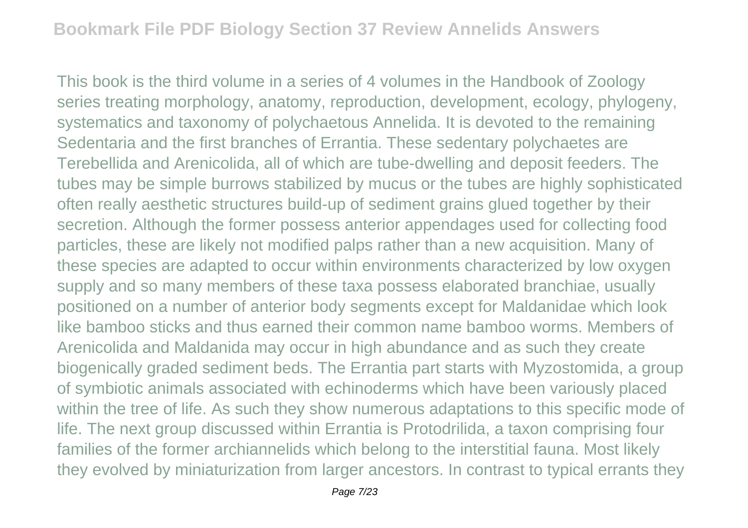This book is the third volume in a series of 4 volumes in the Handbook of Zoology series treating morphology, anatomy, reproduction, development, ecology, phylogeny, systematics and taxonomy of polychaetous Annelida. It is devoted to the remaining Sedentaria and the first branches of Errantia. These sedentary polychaetes are Terebellida and Arenicolida, all of which are tube-dwelling and deposit feeders. The tubes may be simple burrows stabilized by mucus or the tubes are highly sophisticated often really aesthetic structures build-up of sediment grains glued together by their secretion. Although the former possess anterior appendages used for collecting food particles, these are likely not modified palps rather than a new acquisition. Many of these species are adapted to occur within environments characterized by low oxygen supply and so many members of these taxa possess elaborated branchiae, usually positioned on a number of anterior body segments except for Maldanidae which look like bamboo sticks and thus earned their common name bamboo worms. Members of Arenicolida and Maldanida may occur in high abundance and as such they create biogenically graded sediment beds. The Errantia part starts with Myzostomida, a group of symbiotic animals associated with echinoderms which have been variously placed within the tree of life. As such they show numerous adaptations to this specific mode of life. The next group discussed within Errantia is Protodrilida, a taxon comprising four families of the former archiannelids which belong to the interstitial fauna. Most likely they evolved by miniaturization from larger ancestors. In contrast to typical errants they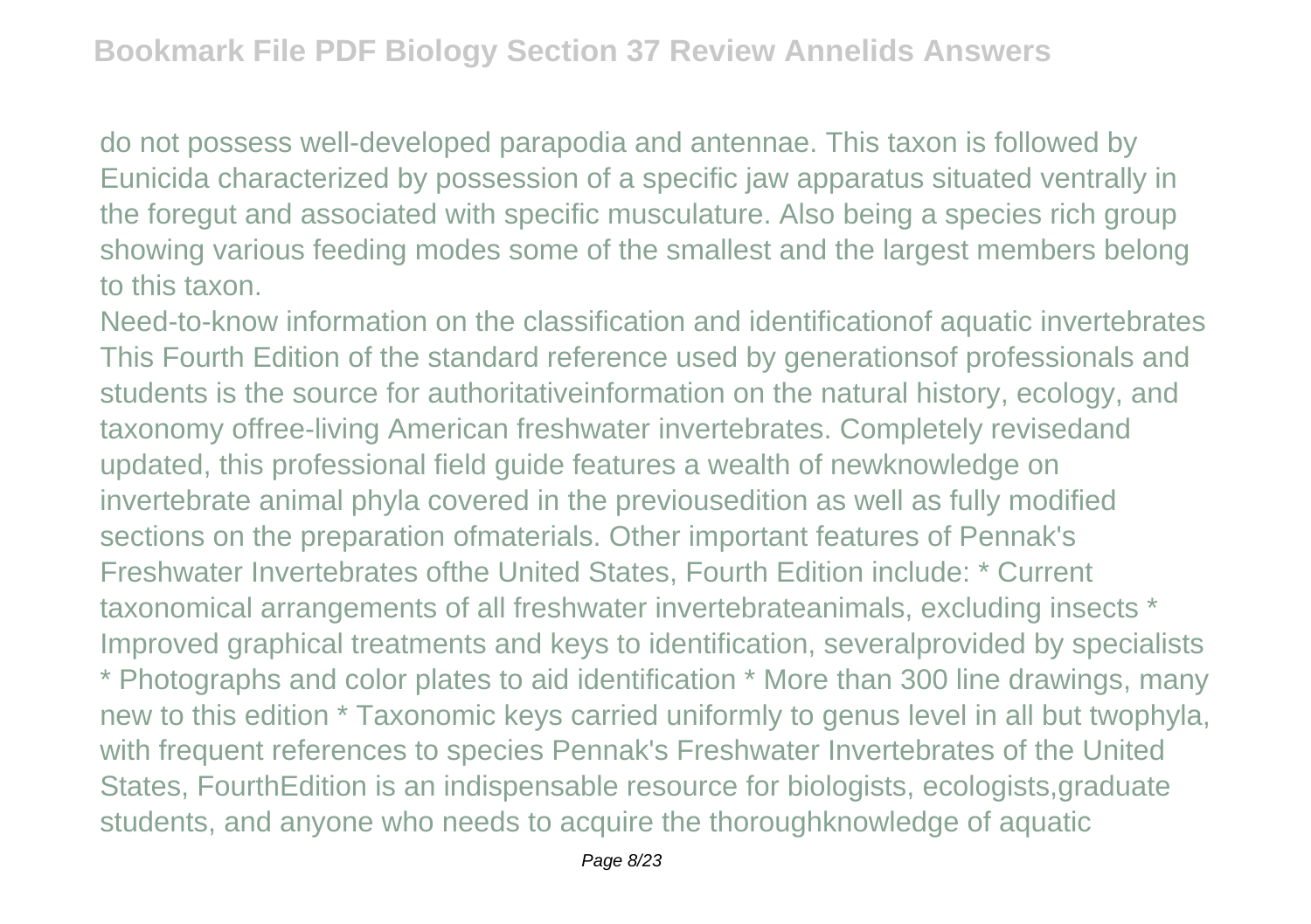do not possess well-developed parapodia and antennae. This taxon is followed by Eunicida characterized by possession of a specific jaw apparatus situated ventrally in the foregut and associated with specific musculature. Also being a species rich group showing various feeding modes some of the smallest and the largest members belong to this taxon.

Need-to-know information on the classification and identificationof aquatic invertebrates This Fourth Edition of the standard reference used by generationsof professionals and students is the source for authoritativeinformation on the natural history, ecology, and taxonomy offree-living American freshwater invertebrates. Completely revisedand updated, this professional field guide features a wealth of newknowledge on invertebrate animal phyla covered in the previousedition as well as fully modified sections on the preparation ofmaterials. Other important features of Pennak's Freshwater Invertebrates ofthe United States, Fourth Edition include: * Current taxonomical arrangements of all freshwater invertebrateanimals, excluding insects * Improved graphical treatments and keys to identification, severalprovided by specialists * Photographs and color plates to aid identification * More than 300 line drawings, many new to this edition * Taxonomic keys carried uniformly to genus level in all but twophyla, with frequent references to species Pennak's Freshwater Invertebrates of the United States, FourthEdition is an indispensable resource for biologists, ecologists,graduate students, and anyone who needs to acquire the thoroughknowledge of aquatic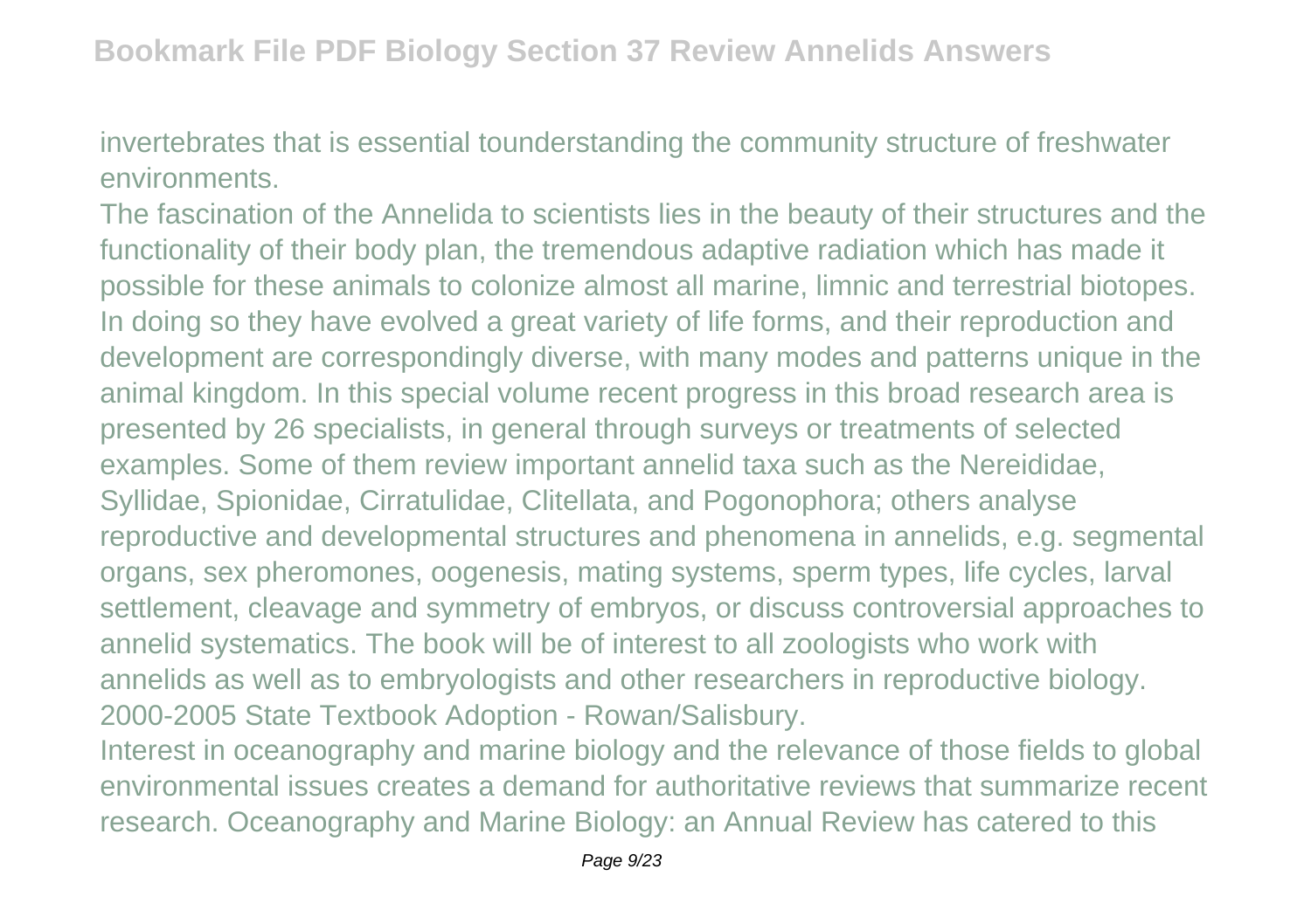invertebrates that is essential tounderstanding the community structure of freshwater environments.

The fascination of the Annelida to scientists lies in the beauty of their structures and the functionality of their body plan, the tremendous adaptive radiation which has made it possible for these animals to colonize almost all marine, limnic and terrestrial biotopes. In doing so they have evolved a great variety of life forms, and their reproduction and development are correspondingly diverse, with many modes and patterns unique in the animal kingdom. In this special volume recent progress in this broad research area is presented by 26 specialists, in general through surveys or treatments of selected examples. Some of them review important annelid taxa such as the Nereididae, Syllidae, Spionidae, Cirratulidae, Clitellata, and Pogonophora; others analyse reproductive and developmental structures and phenomena in annelids, e.g. segmental organs, sex pheromones, oogenesis, mating systems, sperm types, life cycles, larval settlement, cleavage and symmetry of embryos, or discuss controversial approaches to annelid systematics. The book will be of interest to all zoologists who work with annelids as well as to embryologists and other researchers in reproductive biology.

2000-2005 State Textbook Adoption - Rowan/Salisbury.

Interest in oceanography and marine biology and the relevance of those fields to global environmental issues creates a demand for authoritative reviews that summarize recent research. Oceanography and Marine Biology: an Annual Review has catered to this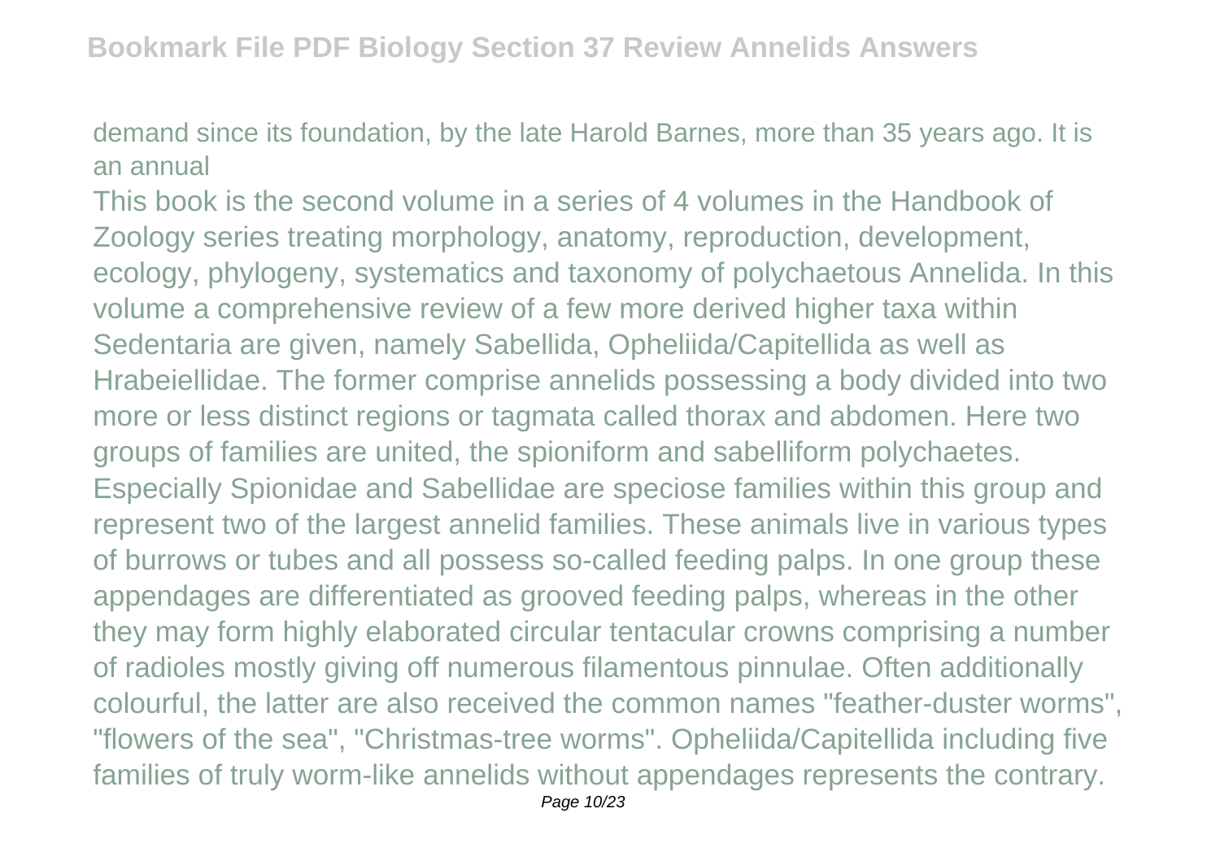demand since its foundation, by the late Harold Barnes, more than 35 years ago. It is an annual

This book is the second volume in a series of 4 volumes in the Handbook of Zoology series treating morphology, anatomy, reproduction, development, ecology, phylogeny, systematics and taxonomy of polychaetous Annelida. In this volume a comprehensive review of a few more derived higher taxa within Sedentaria are given, namely Sabellida, Opheliida/Capitellida as well as Hrabeiellidae. The former comprise annelids possessing a body divided into two more or less distinct regions or tagmata called thorax and abdomen. Here two groups of families are united, the spioniform and sabelliform polychaetes. Especially Spionidae and Sabellidae are speciose families within this group and represent two of the largest annelid families. These animals live in various types of burrows or tubes and all possess so-called feeding palps. In one group these appendages are differentiated as grooved feeding palps, whereas in the other they may form highly elaborated circular tentacular crowns comprising a number of radioles mostly giving off numerous filamentous pinnulae. Often additionally colourful, the latter are also received the common names "feather-duster worms", "flowers of the sea", "Christmas-tree worms". Opheliida/Capitellida including five families of truly worm-like annelids without appendages represents the contrary.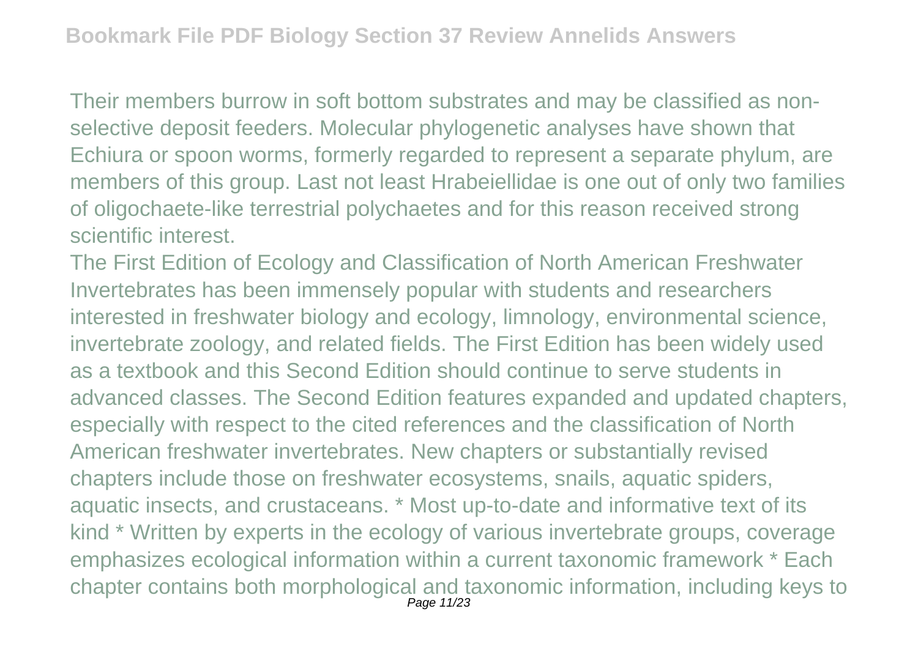Their members burrow in soft bottom substrates and may be classified as non-selective deposit feeders. Molecular phylogenetic analyses have shown that Echiura or spoon worms, formerly regarded to represent a separate phylum, are members of this group. Last not least Hrabeiellidae is one out of only two families of oligochaete-like terrestrial polychaetes and for this reason received strong scientific interest.

The First Edition of Ecology and Classification of North American Freshwater Invertebrates has been immensely popular with students and researchers interested in freshwater biology and ecology, limnology, environmental science, invertebrate zoology, and related fields. The First Edition has been widely used as a textbook and this Second Edition should continue to serve students in advanced classes. The Second Edition features expanded and updated chapters, especially with respect to the cited references and the classification of North American freshwater invertebrates. New chapters or substantially revised chapters include those on freshwater ecosystems, snails, aquatic spiders, aquatic insects, and crustaceans. * Most up-to-date and informative text of its kind * Written by experts in the ecology of various invertebrate groups, coverage emphasizes ecological information within a current taxonomic framework * Each chapter contains both morphological and taxonomic information, including keys to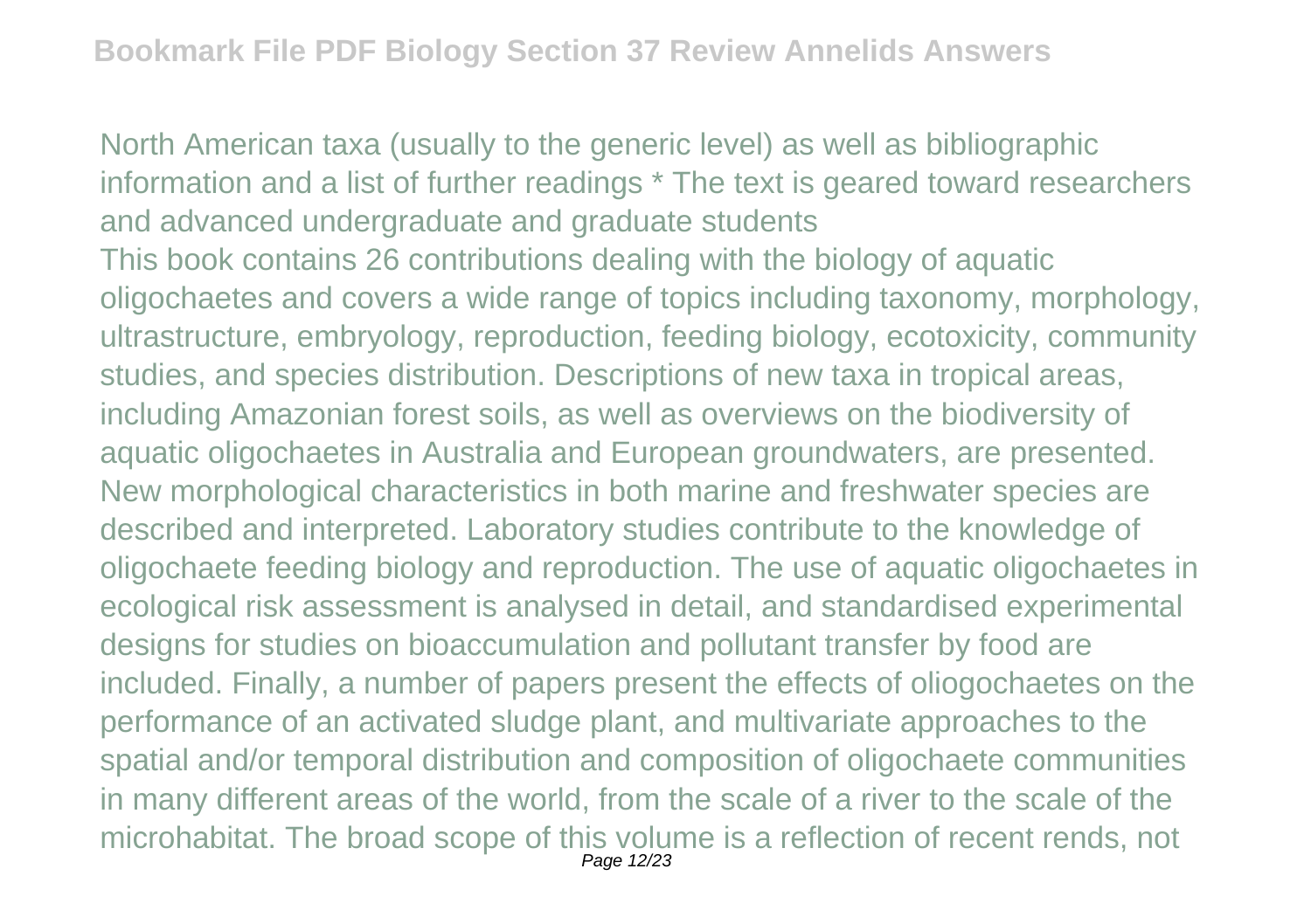North American taxa (usually to the generic level) as well as bibliographic information and a list of further readings * The text is geared toward researchers and advanced undergraduate and graduate students

This book contains 26 contributions dealing with the biology of aquatic oligochaetes and covers a wide range of topics including taxonomy, morphology, ultrastructure, embryology, reproduction, feeding biology, ecotoxicity, community studies, and species distribution. Descriptions of new taxa in tropical areas, including Amazonian forest soils, as well as overviews on the biodiversity of aquatic oligochaetes in Australia and European groundwaters, are presented. New morphological characteristics in both marine and freshwater species are described and interpreted. Laboratory studies contribute to the knowledge of oligochaete feeding biology and reproduction. The use of aquatic oligochaetes in ecological risk assessment is analysed in detail, and standardised experimental designs for studies on bioaccumulation and pollutant transfer by food are included. Finally, a number of papers present the effects of oliogochaetes on the performance of an activated sludge plant, and multivariate approaches to the spatial and/or temporal distribution and composition of oligochaete communities in many different areas of the world, from the scale of a river to the scale of the microhabitat. The broad scope of this volume is a reflection of recent rends, not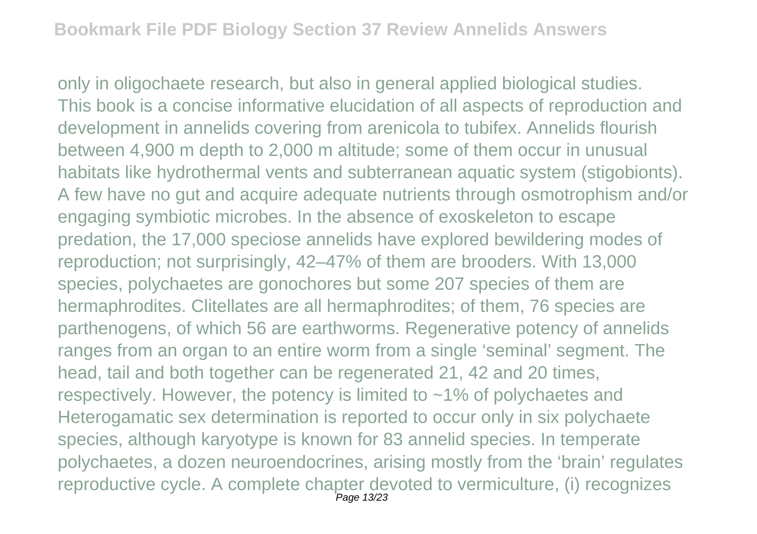only in oligochaete research, but also in general applied biological studies. This book is a concise informative elucidation of all aspects of reproduction and development in annelids covering from arenicola to tubifex. Annelids flourish between 4,900 m depth to 2,000 m altitude; some of them occur in unusual habitats like hydrothermal vents and subterranean aquatic system (stigobionts). A few have no gut and acquire adequate nutrients through osmotrophism and/or engaging symbiotic microbes. In the absence of exoskeleton to escape predation, the 17,000 speciose annelids have explored bewildering modes of reproduction; not surprisingly, 42–47% of them are brooders. With 13,000 species, polychaetes are gonochores but some 207 species of them are hermaphrodites. Clitellates are all hermaphrodites; of them, 76 species are parthenogens, of which 56 are earthworms. Regenerative potency of annelids ranges from an organ to an entire worm from a single 'seminal' segment. The head, tail and both together can be regenerated 21, 42 and 20 times, respectively. However, the potency is limited to ~1% of polychaetes and Heterogamatic sex determination is reported to occur only in six polychaete species, although karyotype is known for 83 annelid species. In temperate polychaetes, a dozen neuroendocrines, arising mostly from the 'brain' regulates reproductive cycle. A complete chapter devoted to vermiculture, (i) recognizes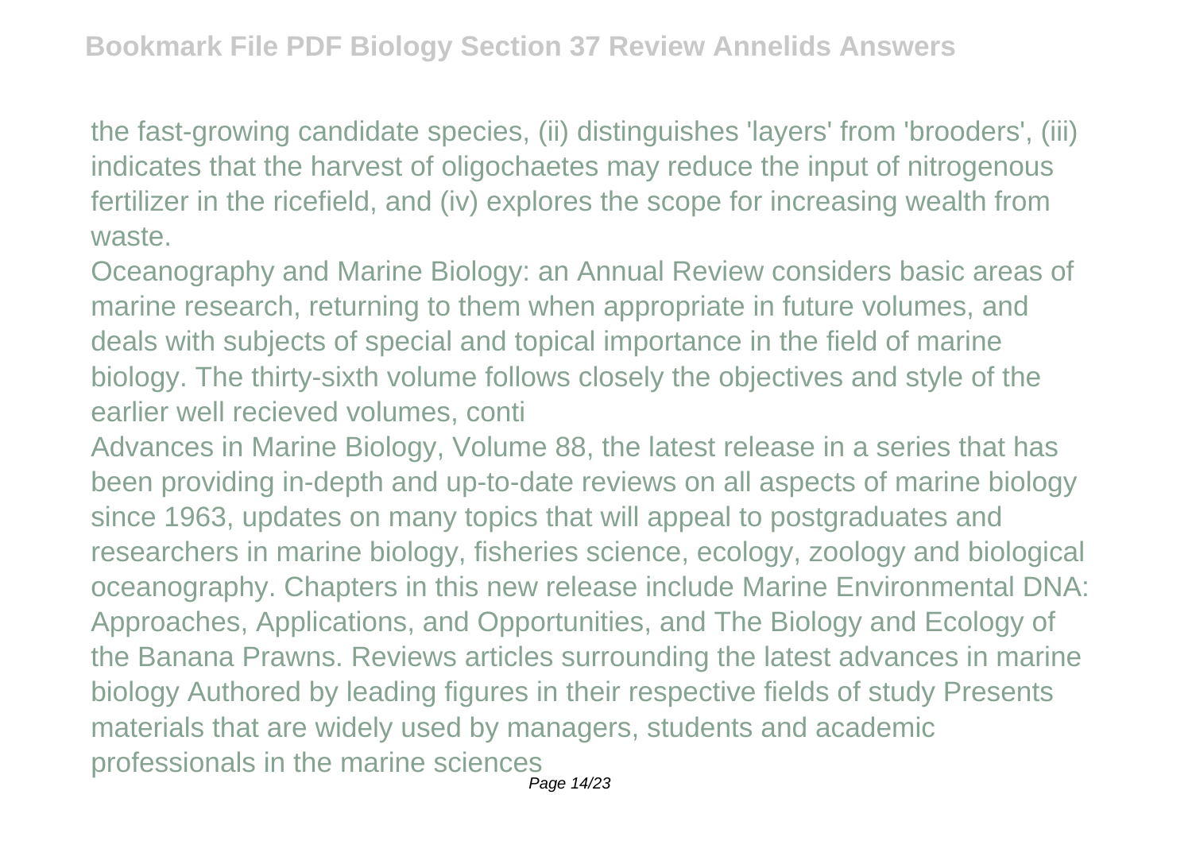the fast-growing candidate species, (ii) distinguishes 'layers' from 'brooders', (iii) indicates that the harvest of oligochaetes may reduce the input of nitrogenous fertilizer in the ricefield, and (iv) explores the scope for increasing wealth from waste.

Oceanography and Marine Biology: an Annual Review considers basic areas of marine research, returning to them when appropriate in future volumes, and deals with subjects of special and topical importance in the field of marine biology. The thirty-sixth volume follows closely the objectives and style of the earlier well recieved volumes, conti

Advances in Marine Biology, Volume 88, the latest release in a series that has been providing in-depth and up-to-date reviews on all aspects of marine biology since 1963, updates on many topics that will appeal to postgraduates and researchers in marine biology, fisheries science, ecology, zoology and biological oceanography. Chapters in this new release include Marine Environmental DNA: Approaches, Applications, and Opportunities, and The Biology and Ecology of the Banana Prawns. Reviews articles surrounding the latest advances in marine biology Authored by leading figures in their respective fields of study Presents materials that are widely used by managers, students and academic professionals in the marine sciences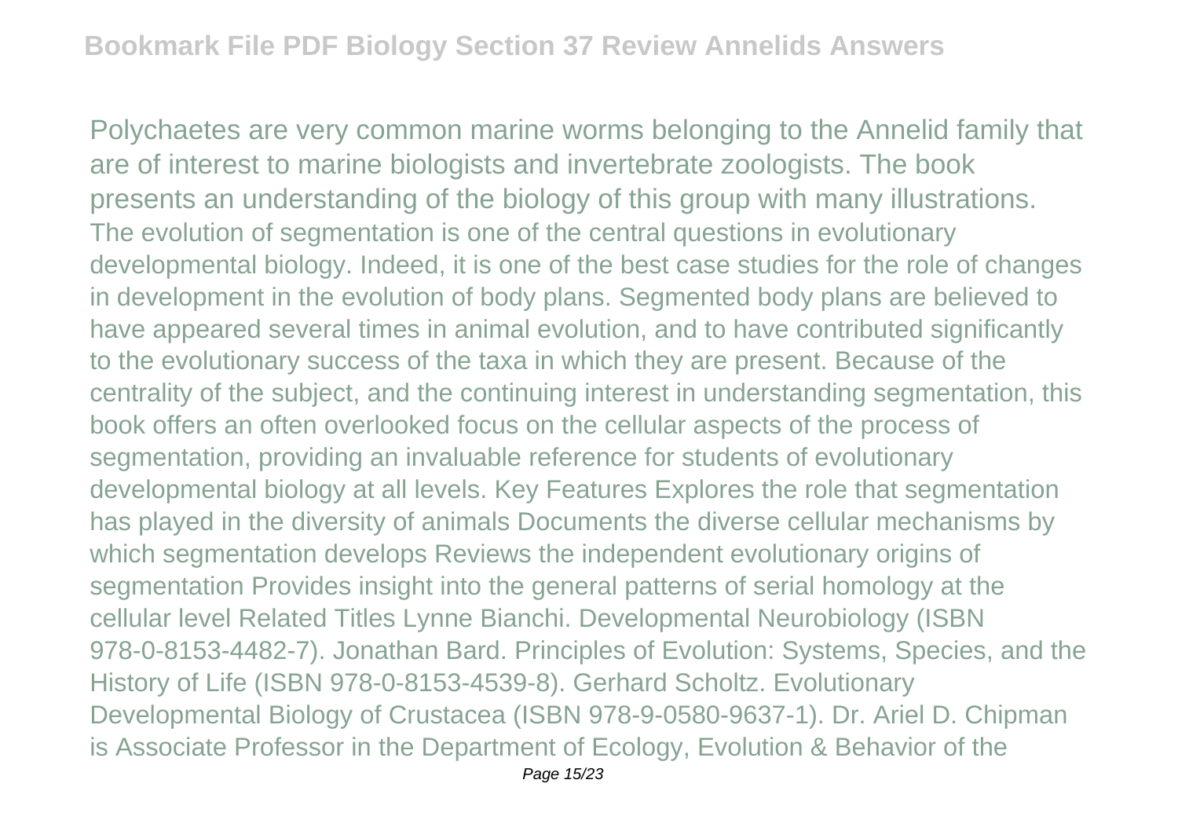Polychaetes are very common marine worms belonging to the Annelid family that are of interest to marine biologists and invertebrate zoologists. The book presents an understanding of the biology of this group with many illustrations. The evolution of segmentation is one of the central questions in evolutionary developmental biology. Indeed, it is one of the best case studies for the role of changes in development in the evolution of body plans. Segmented body plans are believed to have appeared several times in animal evolution, and to have contributed significantly to the evolutionary success of the taxa in which they are present. Because of the centrality of the subject, and the continuing interest in understanding segmentation, this book offers an often overlooked focus on the cellular aspects of the process of segmentation, providing an invaluable reference for students of evolutionary developmental biology at all levels. Key Features Explores the role that segmentation has played in the diversity of animals Documents the diverse cellular mechanisms by which segmentation develops Reviews the independent evolutionary origins of segmentation Provides insight into the general patterns of serial homology at the cellular level Related Titles Lynne Bianchi. Developmental Neurobiology (ISBN 978-0-8153-4482-7). Jonathan Bard. Principles of Evolution: Systems, Species, and the History of Life (ISBN 978-0-8153-4539-8). Gerhard Scholtz. Evolutionary Developmental Biology of Crustacea (ISBN 978-9-0580-9637-1). Dr. Ariel D. Chipman is Associate Professor in the Department of Ecology, Evolution & Behavior of the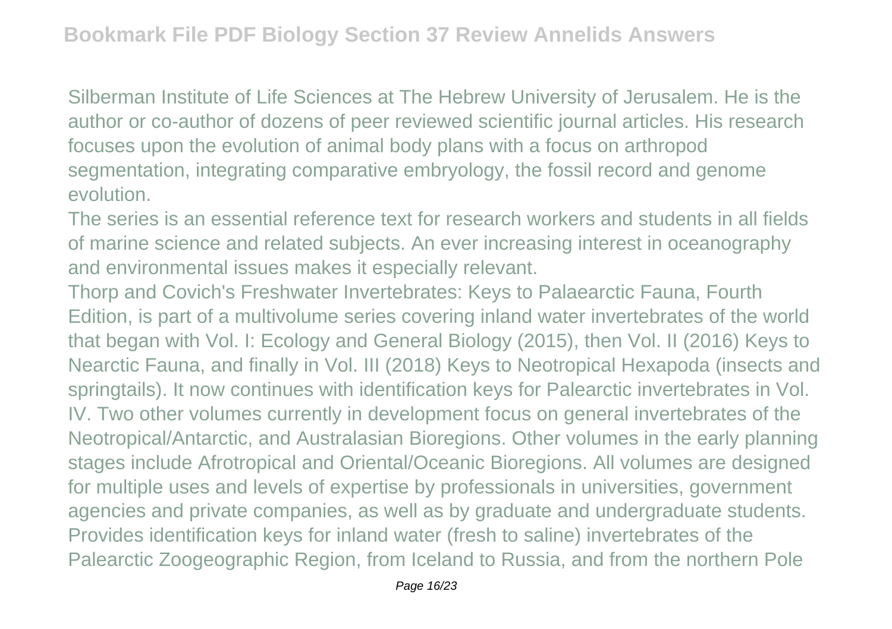Silberman Institute of Life Sciences at The Hebrew University of Jerusalem. He is the author or co-author of dozens of peer reviewed scientific journal articles. His research focuses upon the evolution of animal body plans with a focus on arthropod segmentation, integrating comparative embryology, the fossil record and genome evolution.

The series is an essential reference text for research workers and students in all fields of marine science and related subjects. An ever increasing interest in oceanography and environmental issues makes it especially relevant.

Thorp and Covich's Freshwater Invertebrates: Keys to Palaearctic Fauna, Fourth Edition, is part of a multivolume series covering inland water invertebrates of the world that began with Vol. I: Ecology and General Biology (2015), then Vol. II (2016) Keys to Nearctic Fauna, and finally in Vol. III (2018) Keys to Neotropical Hexapoda (insects and springtails). It now continues with identification keys for Palearctic invertebrates in Vol. IV. Two other volumes currently in development focus on general invertebrates of the Neotropical/Antarctic, and Australasian Bioregions. Other volumes in the early planning stages include Afrotropical and Oriental/Oceanic Bioregions. All volumes are designed for multiple uses and levels of expertise by professionals in universities, government agencies and private companies, as well as by graduate and undergraduate students. Provides identification keys for inland water (fresh to saline) invertebrates of the Palearctic Zoogeographic Region, from Iceland to Russia, and from the northern Pole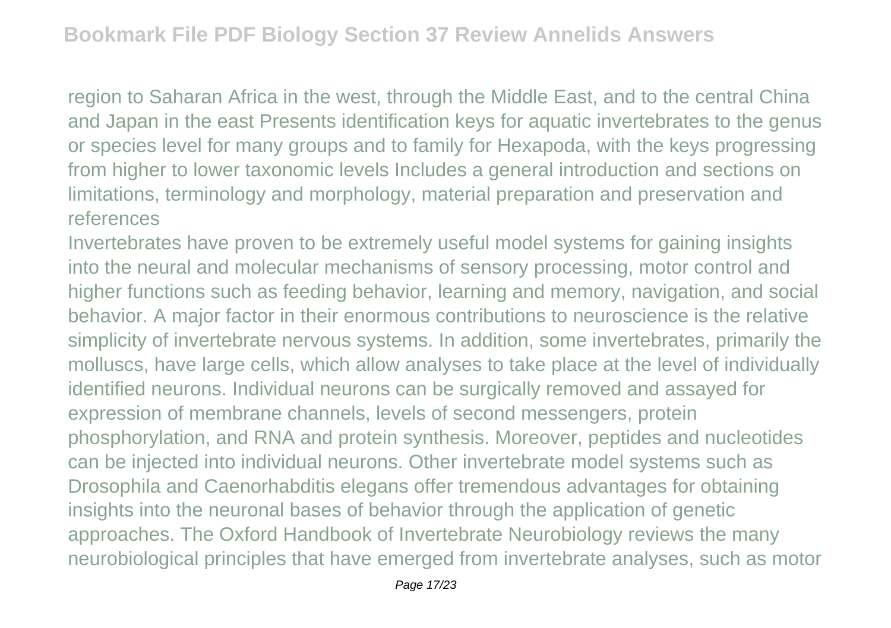region to Saharan Africa in the west, through the Middle East, and to the central China and Japan in the east Presents identification keys for aquatic invertebrates to the genus or species level for many groups and to family for Hexapoda, with the keys progressing from higher to lower taxonomic levels Includes a general introduction and sections on limitations, terminology and morphology, material preparation and preservation and references

Invertebrates have proven to be extremely useful model systems for gaining insights into the neural and molecular mechanisms of sensory processing, motor control and higher functions such as feeding behavior, learning and memory, navigation, and social behavior. A major factor in their enormous contributions to neuroscience is the relative simplicity of invertebrate nervous systems. In addition, some invertebrates, primarily the molluscs, have large cells, which allow analyses to take place at the level of individually identified neurons. Individual neurons can be surgically removed and assayed for expression of membrane channels, levels of second messengers, protein phosphorylation, and RNA and protein synthesis. Moreover, peptides and nucleotides can be injected into individual neurons. Other invertebrate model systems such as Drosophila and Caenorhabditis elegans offer tremendous advantages for obtaining insights into the neuronal bases of behavior through the application of genetic approaches. The Oxford Handbook of Invertebrate Neurobiology reviews the many neurobiological principles that have emerged from invertebrate analyses, such as motor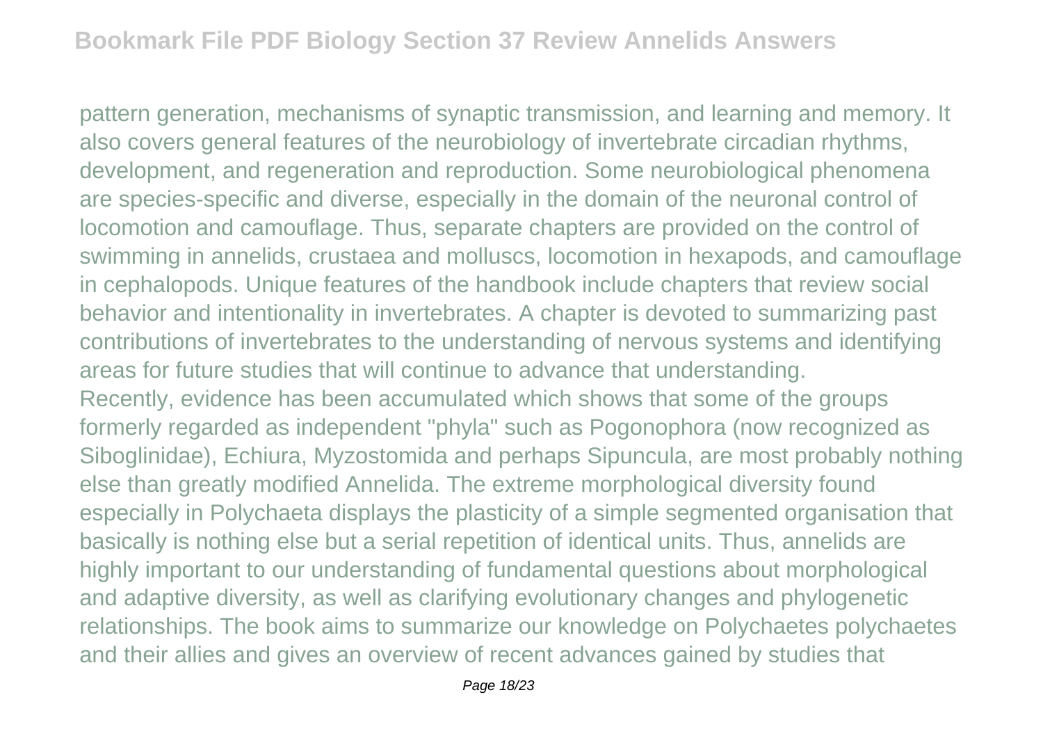pattern generation, mechanisms of synaptic transmission, and learning and memory. It also covers general features of the neurobiology of invertebrate circadian rhythms, development, and regeneration and reproduction. Some neurobiological phenomena are species-specific and diverse, especially in the domain of the neuronal control of locomotion and camouflage. Thus, separate chapters are provided on the control of swimming in annelids, crustaea and molluscs, locomotion in hexapods, and camouflage in cephalopods. Unique features of the handbook include chapters that review social behavior and intentionality in invertebrates. A chapter is devoted to summarizing past contributions of invertebrates to the understanding of nervous systems and identifying areas for future studies that will continue to advance that understanding.

Recently, evidence has been accumulated which shows that some of the groups formerly regarded as independent "phyla" such as Pogonophora (now recognized as Siboglinidae), Echiura, Myzostomida and perhaps Sipuncula, are most probably nothing else than greatly modified Annelida. The extreme morphological diversity found especially in Polychaeta displays the plasticity of a simple segmented organisation that basically is nothing else but a serial repetition of identical units. Thus, annelids are highly important to our understanding of fundamental questions about morphological and adaptive diversity, as well as clarifying evolutionary changes and phylogenetic relationships. The book aims to summarize our knowledge on Polychaetes polychaetes and their allies and gives an overview of recent advances gained by studies that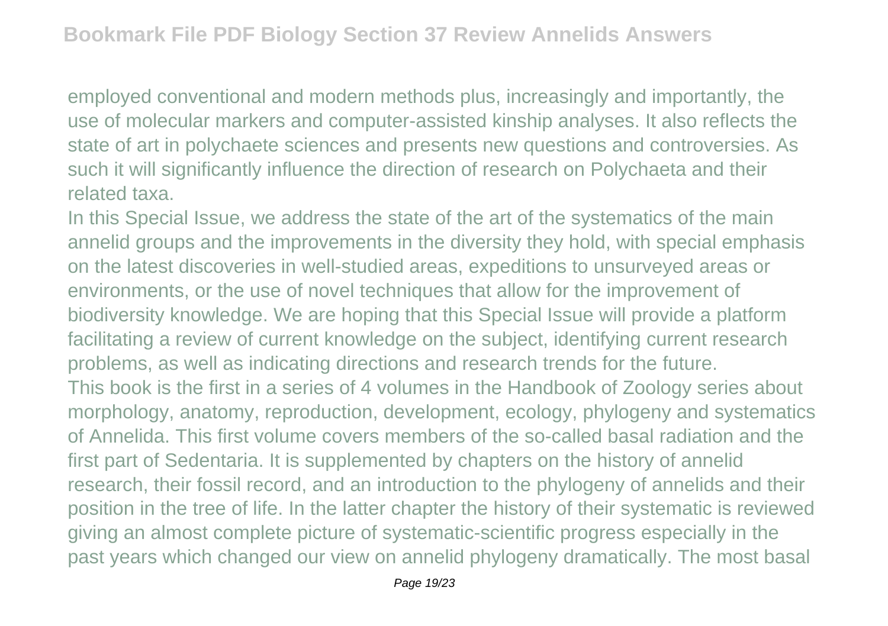employed conventional and modern methods plus, increasingly and importantly, the use of molecular markers and computer-assisted kinship analyses. It also reflects the state of art in polychaete sciences and presents new questions and controversies. As such it will significantly influence the direction of research on Polychaeta and their related taxa.

In this Special Issue, we address the state of the art of the systematics of the main annelid groups and the improvements in the diversity they hold, with special emphasis on the latest discoveries in well-studied areas, expeditions to unsurveyed areas or environments, or the use of novel techniques that allow for the improvement of biodiversity knowledge. We are hoping that this Special Issue will provide a platform facilitating a review of current knowledge on the subject, identifying current research problems, as well as indicating directions and research trends for the future.

This book is the first in a series of 4 volumes in the Handbook of Zoology series about morphology, anatomy, reproduction, development, ecology, phylogeny and systematics of Annelida. This first volume covers members of the so-called basal radiation and the first part of Sedentaria. It is supplemented by chapters on the history of annelid research, their fossil record, and an introduction to the phylogeny of annelids and their position in the tree of life. In the latter chapter the history of their systematic is reviewed giving an almost complete picture of systematic-scientific progress especially in the past years which changed our view on annelid phylogeny dramatically. The most basal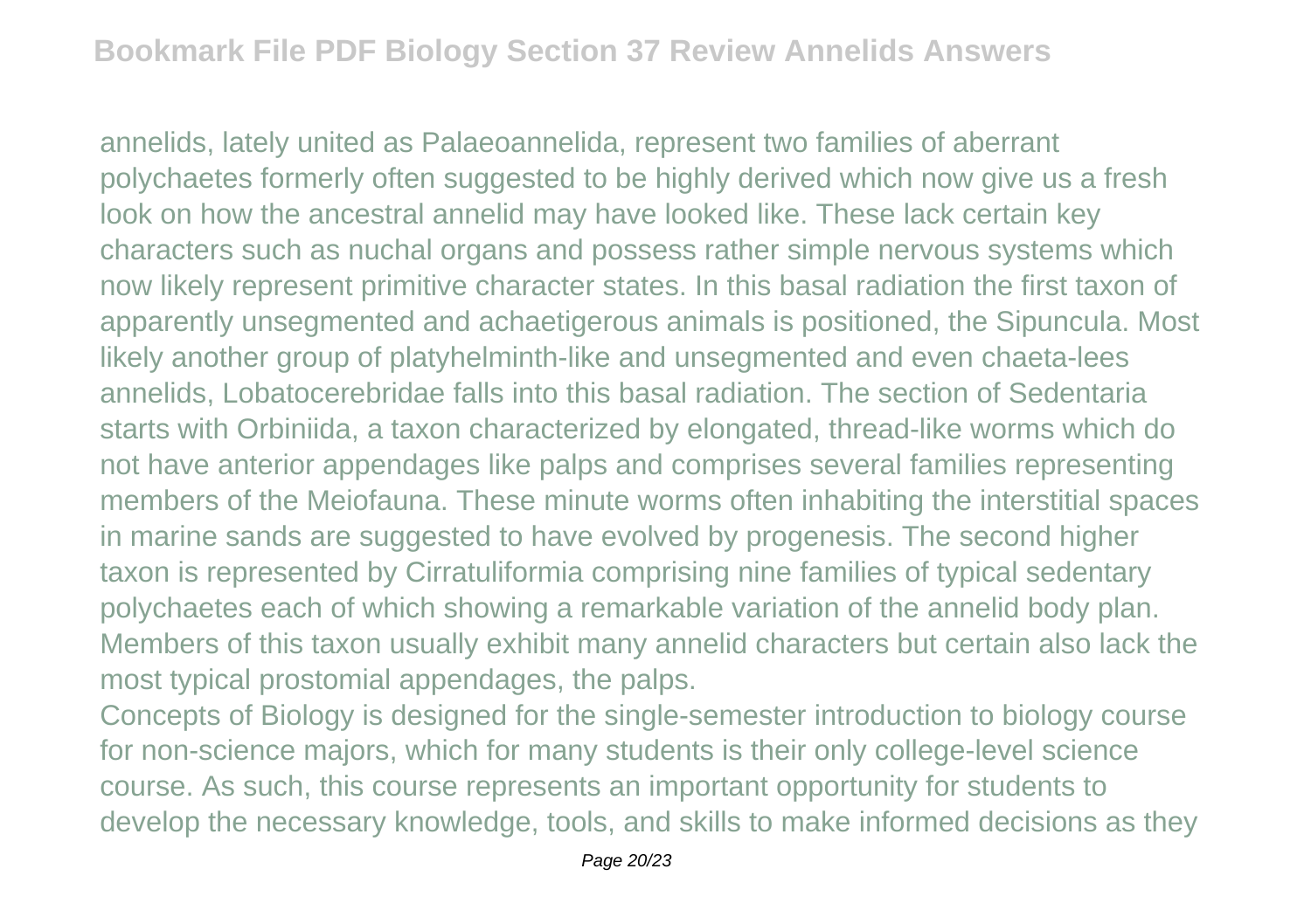annelids, lately united as Palaeoannelida, represent two families of aberrant polychaetes formerly often suggested to be highly derived which now give us a fresh look on how the ancestral annelid may have looked like. These lack certain key characters such as nuchal organs and possess rather simple nervous systems which now likely represent primitive character states. In this basal radiation the first taxon of apparently unsegmented and achaetigerous animals is positioned, the Sipuncula. Most likely another group of platyhelminth-like and unsegmented and even chaeta-lees annelids, Lobatocerebridae falls into this basal radiation. The section of Sedentaria starts with Orbiniida, a taxon characterized by elongated, thread-like worms which do not have anterior appendages like palps and comprises several families representing members of the Meiofauna. These minute worms often inhabiting the interstitial spaces in marine sands are suggested to have evolved by progenesis. The second higher taxon is represented by Cirratuliformia comprising nine families of typical sedentary polychaetes each of which showing a remarkable variation of the annelid body plan. Members of this taxon usually exhibit many annelid characters but certain also lack the most typical prostomial appendages, the palps.

Concepts of Biology is designed for the single-semester introduction to biology course for non-science majors, which for many students is their only college-level science course. As such, this course represents an important opportunity for students to develop the necessary knowledge, tools, and skills to make informed decisions as they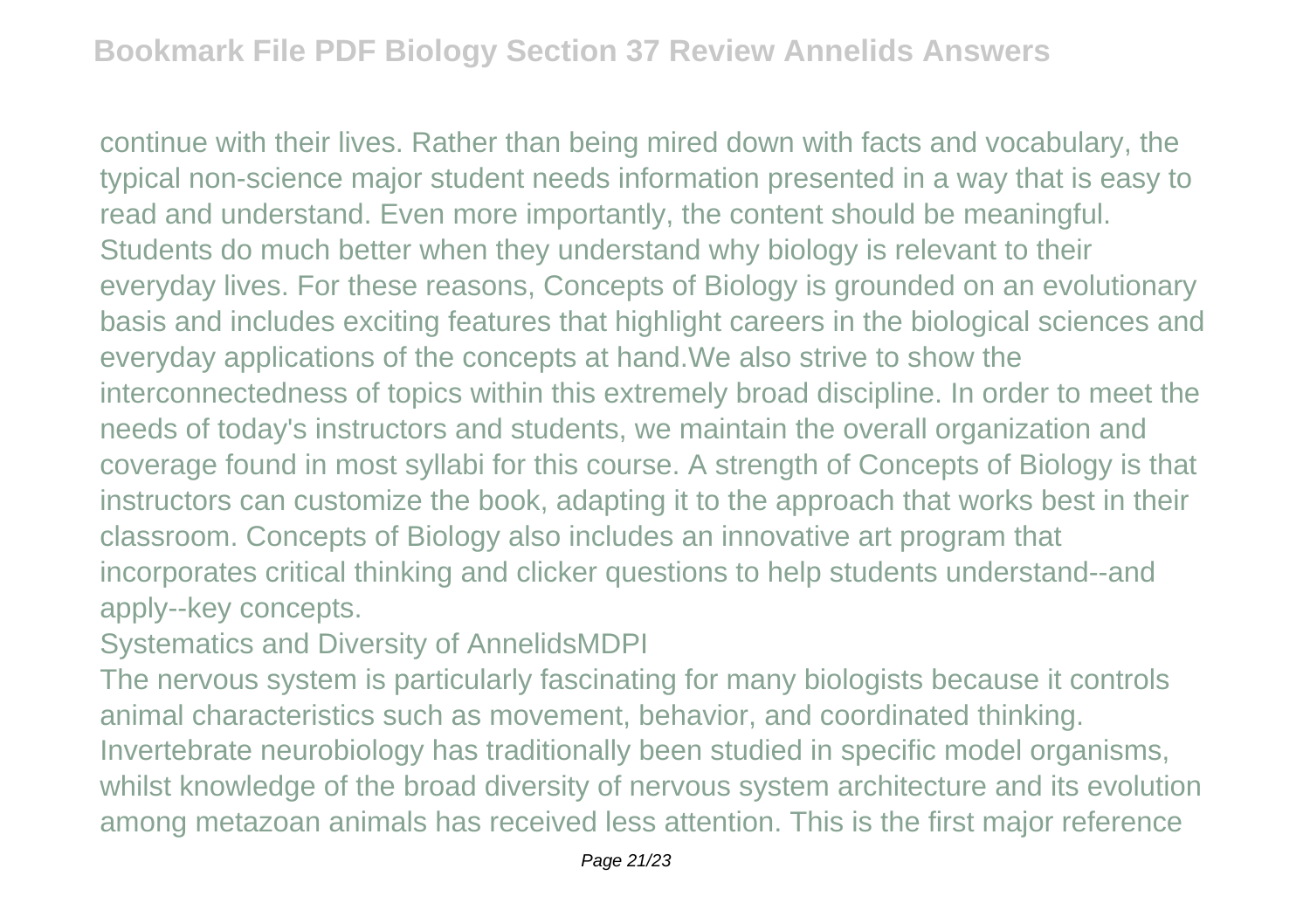continue with their lives. Rather than being mired down with facts and vocabulary, the typical non-science major student needs information presented in a way that is easy to read and understand. Even more importantly, the content should be meaningful. Students do much better when they understand why biology is relevant to their everyday lives. For these reasons, Concepts of Biology is grounded on an evolutionary basis and includes exciting features that highlight careers in the biological sciences and everyday applications of the concepts at hand.We also strive to show the interconnectedness of topics within this extremely broad discipline. In order to meet the needs of today's instructors and students, we maintain the overall organization and coverage found in most syllabi for this course. A strength of Concepts of Biology is that instructors can customize the book, adapting it to the approach that works best in their classroom. Concepts of Biology also includes an innovative art program that incorporates critical thinking and clicker questions to help students understand--and apply--key concepts.

Systematics and Diversity of AnnelidsMDPI

The nervous system is particularly fascinating for many biologists because it controls animal characteristics such as movement, behavior, and coordinated thinking. Invertebrate neurobiology has traditionally been studied in specific model organisms, whilst knowledge of the broad diversity of nervous system architecture and its evolution among metazoan animals has received less attention. This is the first major reference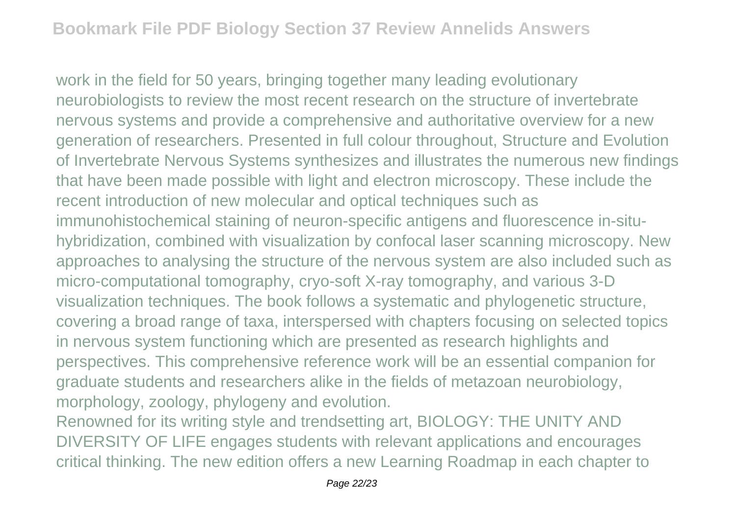work in the field for 50 years, bringing together many leading evolutionary neurobiologists to review the most recent research on the structure of invertebrate nervous systems and provide a comprehensive and authoritative overview for a new generation of researchers. Presented in full colour throughout, Structure and Evolution of Invertebrate Nervous Systems synthesizes and illustrates the numerous new findings that have been made possible with light and electron microscopy. These include the recent introduction of new molecular and optical techniques such as immunohistochemical staining of neuron-specific antigens and fluorescence in-situ-hybridization, combined with visualization by confocal laser scanning microscopy. New approaches to analysing the structure of the nervous system are also included such as micro-computational tomography, cryo-soft X-ray tomography, and various 3-D visualization techniques. The book follows a systematic and phylogenetic structure, covering a broad range of taxa, interspersed with chapters focusing on selected topics in nervous system functioning which are presented as research highlights and perspectives. This comprehensive reference work will be an essential companion for graduate students and researchers alike in the fields of metazoan neurobiology, morphology, zoology, phylogeny and evolution.

Renowned for its writing style and trendsetting art, BIOLOGY: THE UNITY AND DIVERSITY OF LIFE engages students with relevant applications and encourages critical thinking. The new edition offers a new Learning Roadmap in each chapter to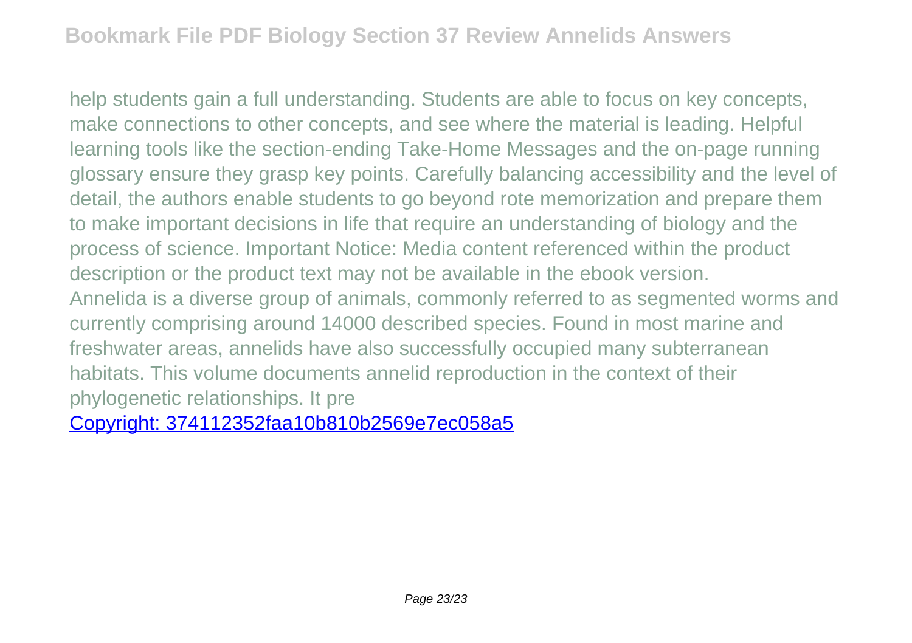help students gain a full understanding. Students are able to focus on key concepts, make connections to other concepts, and see where the material is leading. Helpful learning tools like the section-ending Take-Home Messages and the on-page running glossary ensure they grasp key points. Carefully balancing accessibility and the level of detail, the authors enable students to go beyond rote memorization and prepare them to make important decisions in life that require an understanding of biology and the process of science. Important Notice: Media content referenced within the product description or the product text may not be available in the ebook version.

Annelida is a diverse group of animals, commonly referred to as segmented worms and currently comprising around 14000 described species. Found in most marine and freshwater areas, annelids have also successfully occupied many subterranean habitats. This volume documents annelid reproduction in the context of their phylogenetic relationships. It pre

Copyright: 374112352faa10b810b2569e7ec058a5